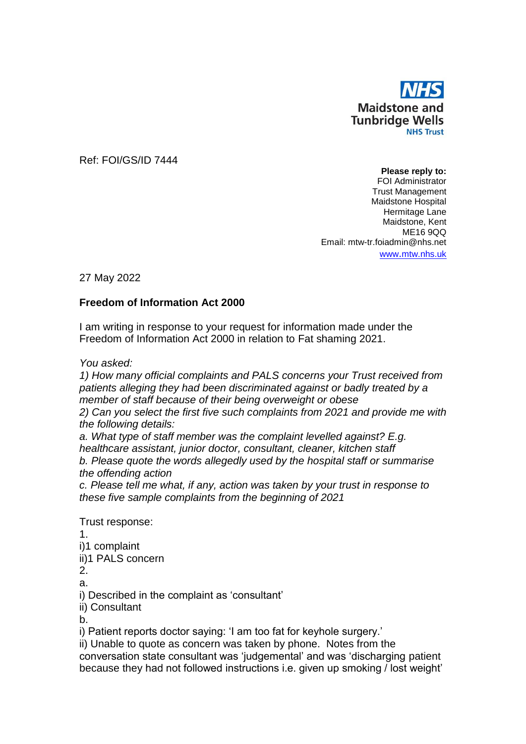**NHS**
**Maidstone and Tunbridge Wells**
**NHS Trust**

Ref: FOI/GS/ID 7444

**Please reply to:**
FOI Administrator
Trust Management
Maidstone Hospital
Hermitage Lane
Maidstone, Kent
ME16 9QQ
Email: mtw-tr.foiadmin@nhs.net
www.mtw.nhs.uk

27 May 2022

**Freedom of Information Act 2000**

I am writing in response to your request for information made under the Freedom of Information Act 2000 in relation to Fat shaming 2021.

*You asked:*
*1) How many official complaints and PALS concerns your Trust received from patients alleging they had been discriminated against or badly treated by a member of staff because of their being overweight or obese*
*2) Can you select the first five such complaints from 2021 and provide me with the following details:*
*a. What type of staff member was the complaint levelled against? E.g. healthcare assistant, junior doctor, consultant, cleaner, kitchen staff*
*b. Please quote the words allegedly used by the hospital staff or summarise the offending action*
*c. Please tell me what, if any, action was taken by your trust in response to these five sample complaints from the beginning of 2021*

Trust response:
1.
i)1 complaint
ii)1 PALS concern
2.
a.
i) Described in the complaint as 'consultant'
ii) Consultant
b.
i) Patient reports doctor saying: 'I am too fat for keyhole surgery.'
ii) Unable to quote as concern was taken by phone. Notes from the conversation state consultant was 'judgemental' and was 'discharging patient because they had not followed instructions i.e. given up smoking / lost weight'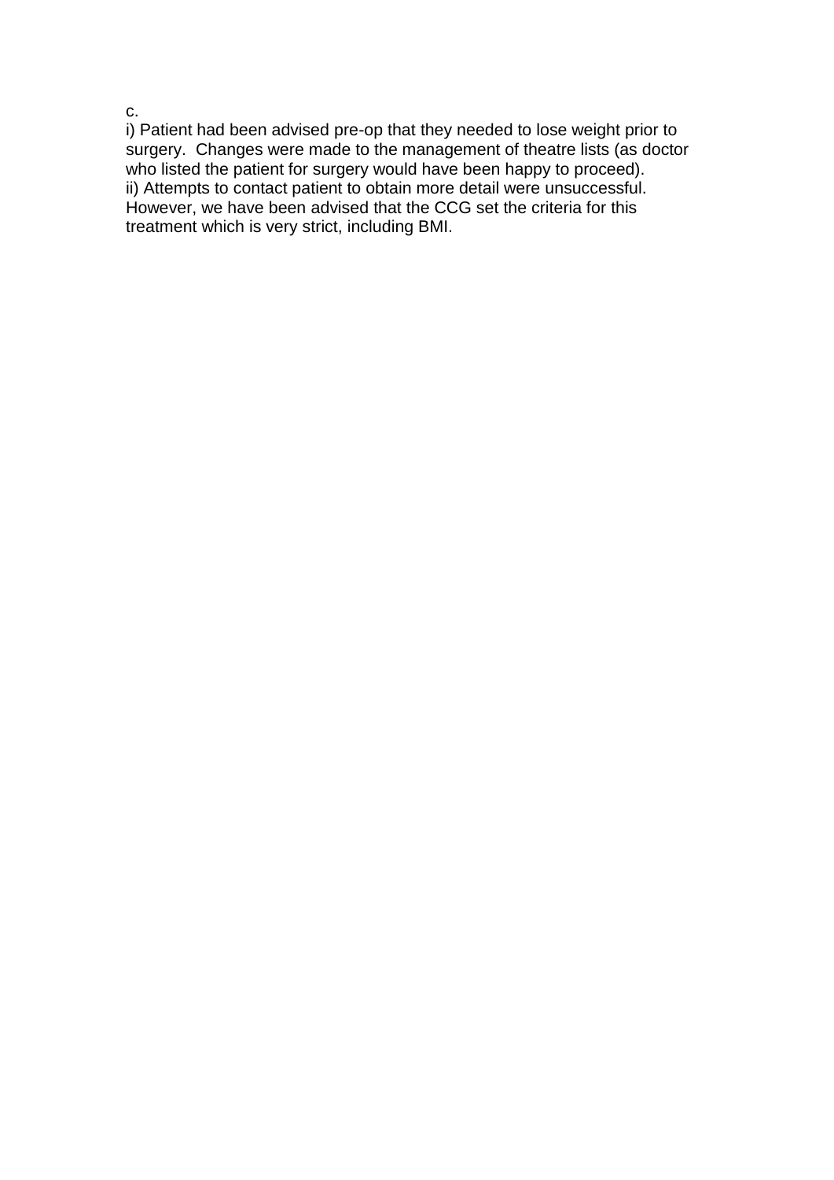c.

i) Patient had been advised pre-op that they needed to lose weight prior to surgery. Changes were made to the management of theatre lists (as doctor who listed the patient for surgery would have been happy to proceed).

ii) Attempts to contact patient to obtain more detail were unsuccessful. However, we have been advised that the CCG set the criteria for this treatment which is very strict, including BMI.